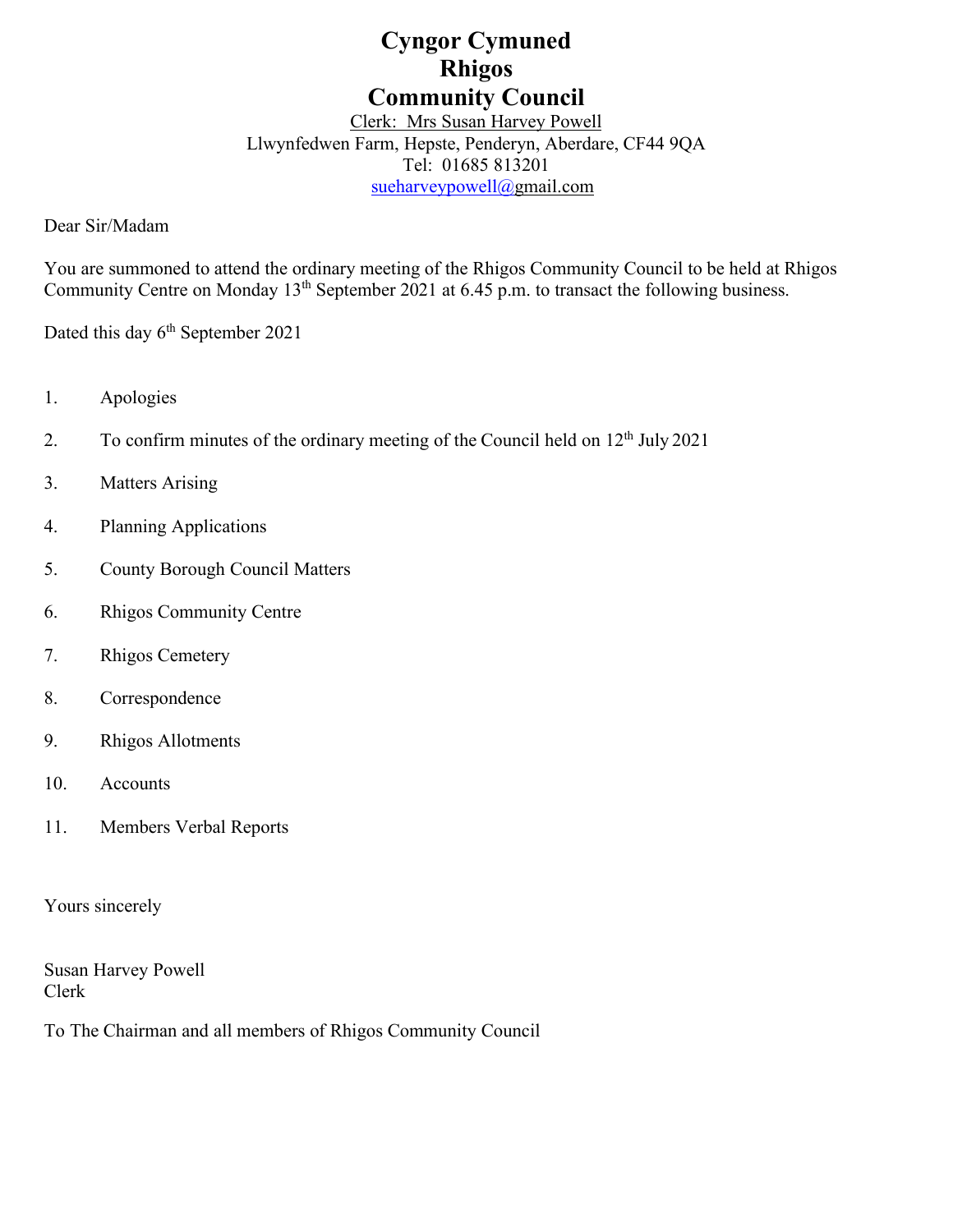# Cyngor Cymuned
# Rhigos
# Community Council

Clerk: Mrs Susan Harvey Powell
Llwynfedwen Farm, Hepste, Penderyn, Aberdare, CF44 9QA
Tel: 01685 813201
sueharveypowell@gmail.com

Dear Sir/Madam

You are summoned to attend the ordinary meeting of the Rhigos Community Council to be held at Rhigos Community Centre on Monday 13th September 2021 at 6.45 p.m. to transact the following business.

Dated this day 6th September 2021

1. Apologies
2. To confirm minutes of the ordinary meeting of the Council held on 12th July 2021
3. Matters Arising
4. Planning Applications
5. County Borough Council Matters
6. Rhigos Community Centre
7. Rhigos Cemetery
8. Correspondence
9. Rhigos Allotments
10. Accounts
11. Members Verbal Reports

Yours sincerely

Susan Harvey Powell
Clerk

To The Chairman and all members of Rhigos Community Council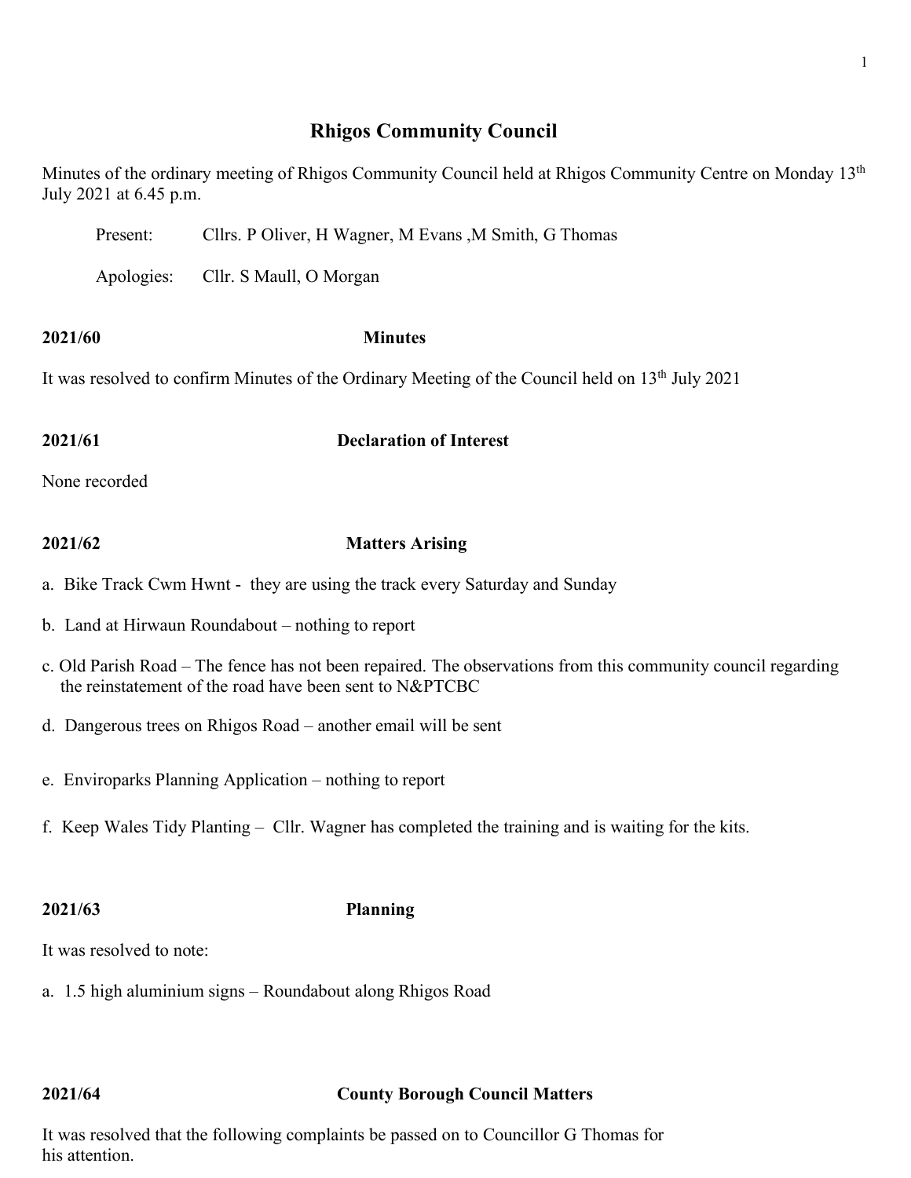# Rhigos Community Council

Minutes of the ordinary meeting of Rhigos Community Council held at Rhigos Community Centre on Monday 13th July 2021 at 6.45 p.m.

Present: Cllrs. P Oliver, H Wagner, M Evans ,M Smith, G Thomas

Apologies: Cllr. S Maull, O Morgan

**2021/60 Minutes**

It was resolved to confirm Minutes of the Ordinary Meeting of the Council held on 13th July 2021

**2021/61 Declaration of Interest**

None recorded

**2021/62 Matters Arising**

a. Bike Track Cwm Hwnt - they are using the track every Saturday and Sunday

b. Land at Hirwaun Roundabout – nothing to report

c. Old Parish Road – The fence has not been repaired. The observations from this community council regarding the reinstatement of the road have been sent to N&PTCBC

d. Dangerous trees on Rhigos Road – another email will be sent

e. Enviroparks Planning Application – nothing to report

f. Keep Wales Tidy Planting – Cllr. Wagner has completed the training and is waiting for the kits.

**2021/63 Planning**

It was resolved to note:

a. 1.5 high aluminium signs – Roundabout along Rhigos Road

**2021/64 County Borough Council Matters**

It was resolved that the following complaints be passed on to Councillor G Thomas for his attention.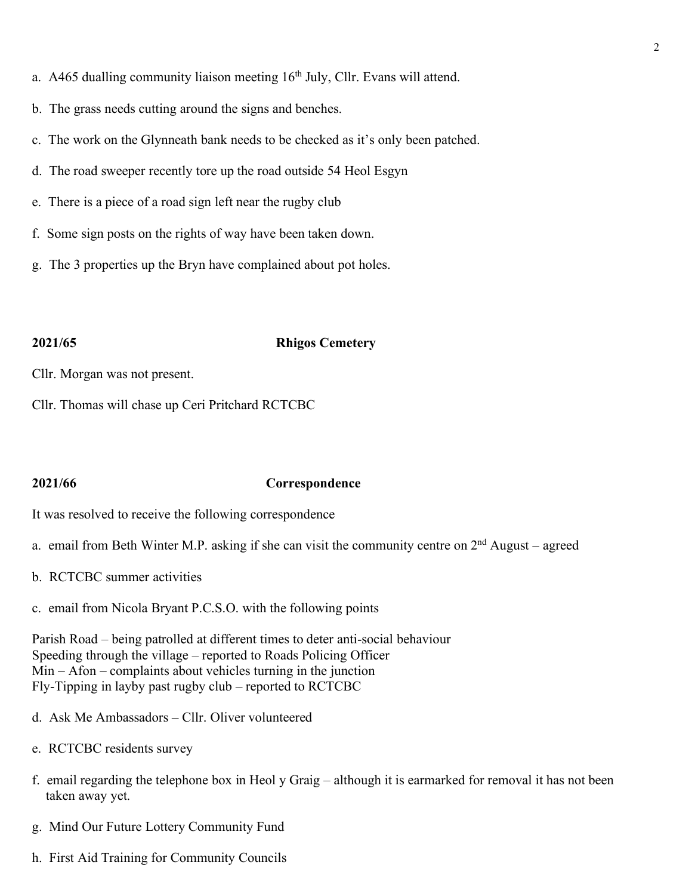a. A465 dualling community liaison meeting 16th July, Cllr. Evans will attend.

b. The grass needs cutting around the signs and benches.

c. The work on the Glynneath bank needs to be checked as it's only been patched.

d. The road sweeper recently tore up the road outside 54 Heol Esgyn

e. There is a piece of a road sign left near the rugby club

f. Some sign posts on the rights of way have been taken down.

g. The 3 properties up the Bryn have complained about pot holes.

**2021/65 Rhigos Cemetery**

Cllr. Morgan was not present.

Cllr. Thomas will chase up Ceri Pritchard RCTCBC

**2021/66 Correspondence**

It was resolved to receive the following correspondence

a. email from Beth Winter M.P. asking if she can visit the community centre on 2nd August – agreed

b. RCTCBC summer activities

c. email from Nicola Bryant P.C.S.O. with the following points

Parish Road – being patrolled at different times to deter anti-social behaviour
Speeding through the village – reported to Roads Policing Officer
Min – Afon – complaints about vehicles turning in the junction
Fly-Tipping in layby past rugby club – reported to RCTCBC

d. Ask Me Ambassadors – Cllr. Oliver volunteered

e. RCTCBC residents survey

f. email regarding the telephone box in Heol y Graig – although it is earmarked for removal it has not been taken away yet.

g. Mind Our Future Lottery Community Fund

h. First Aid Training for Community Councils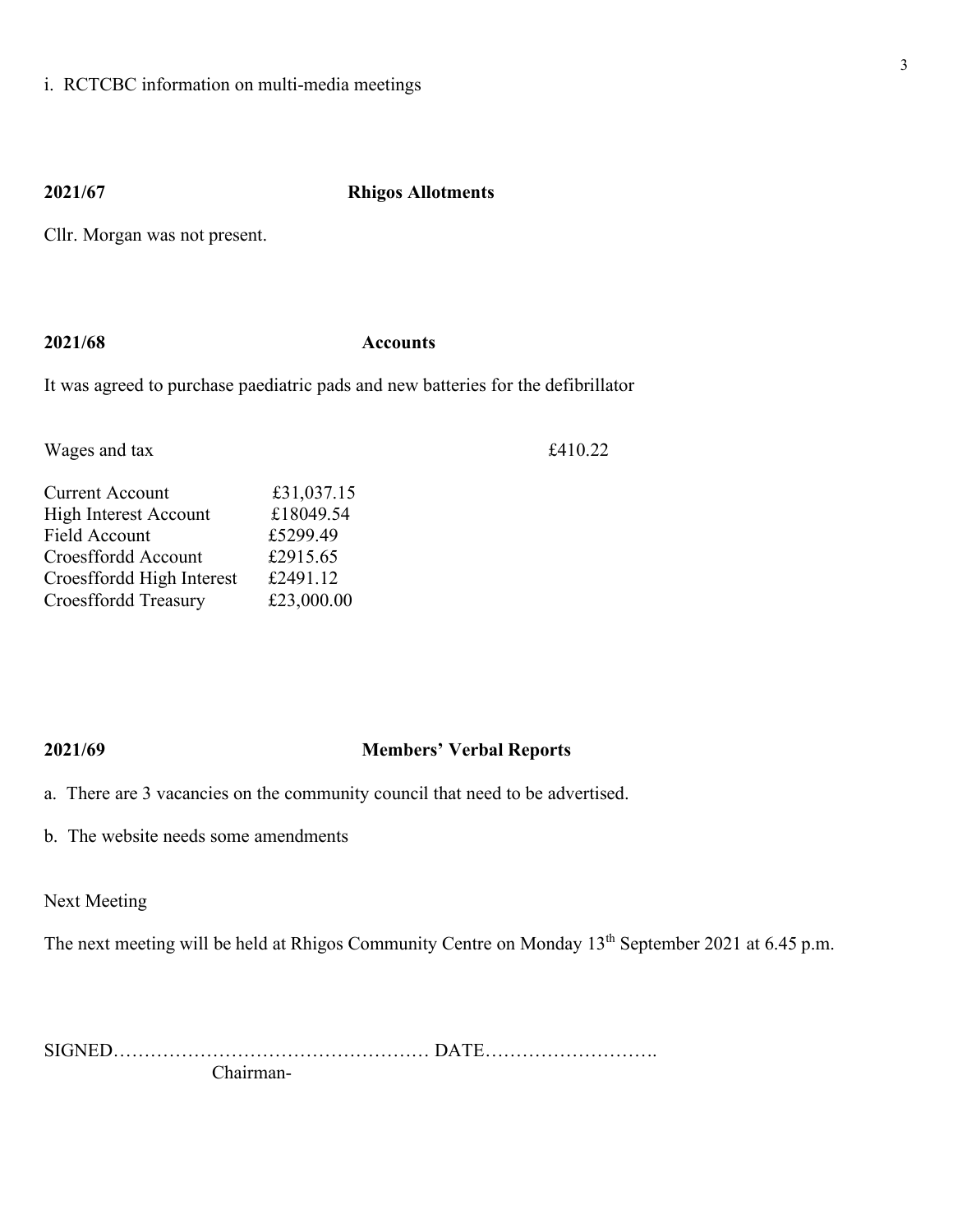i. RCTCBC information on multi-media meetings

**2021/67 Rhigos Allotments**

Cllr. Morgan was not present.

**2021/68 Accounts**

It was agreed to purchase paediatric pads and new batteries for the defibrillator

Wages and tax £410.22

| | |
|---|---|
| Current Account | £31,037.15 |
| High Interest Account | £18049.54 |
| Field Account | £5299.49 |
| Croesffordd Account | £2915.65 |
| Croesffordd High Interest | £2491.12 |
| Croesffordd Treasury | £23,000.00 |

**2021/69 Members' Verbal Reports**

a. There are 3 vacancies on the community council that need to be advertised.

b. The website needs some amendments

Next Meeting

The next meeting will be held at Rhigos Community Centre on Monday 13th September 2021 at 6.45 p.m.

SIGNED…………………………………………… DATE……………………….

Chairman-